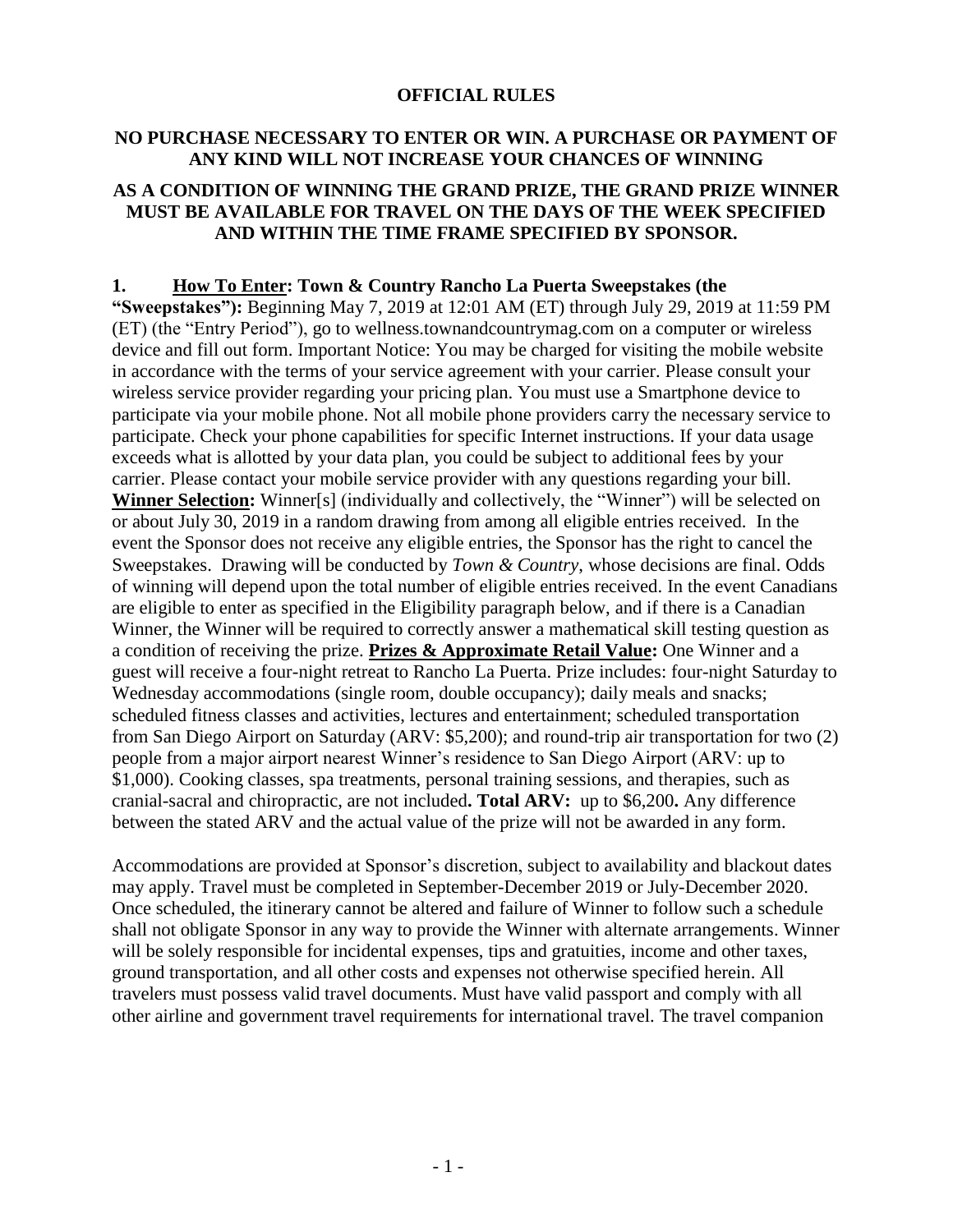## OFFICIAL RULES

### NO PURCHASE NECESSARY TO ENTER OR WIN. A PURCHASE OR PAYMENT OF ANY KIND WILL NOT INCREASE YOUR CHANCES OF WINNING

### AS A CONDITION OF WINNING THE GRAND PRIZE, THE GRAND PRIZE WINNER MUST BE AVAILABLE FOR TRAVEL ON THE DAYS OF THE WEEK SPECIFIED AND WITHIN THE TIME FRAME SPECIFIED BY SPONSOR.

**1. <u>How To Enter</u>: Town & Country Rancho La Puerta Sweepstakes (the "Sweepstakes"):** Beginning May 7, 2019 at 12:01 AM (ET) through July 29, 2019 at 11:59 PM (ET) (the "Entry Period"), go to wellness.townandcountrymag.com on a computer or wireless device and fill out form. Important Notice: You may be charged for visiting the mobile website in accordance with the terms of your service agreement with your carrier. Please consult your wireless service provider regarding your pricing plan. You must use a Smartphone device to participate via your mobile phone. Not all mobile phone providers carry the necessary service to participate. Check your phone capabilities for specific Internet instructions. If your data usage exceeds what is allotted by your data plan, you could be subject to additional fees by your carrier. Please contact your mobile service provider with any questions regarding your bill. **<u>Winner Selection</u>:** Winner[s] (individually and collectively, the "Winner") will be selected on or about July 30, 2019 in a random drawing from among all eligible entries received. In the event the Sponsor does not receive any eligible entries, the Sponsor has the right to cancel the Sweepstakes. Drawing will be conducted by *Town & Country*, whose decisions are final. Odds of winning will depend upon the total number of eligible entries received. In the event Canadians are eligible to enter as specified in the Eligibility paragraph below, and if there is a Canadian Winner, the Winner will be required to correctly answer a mathematical skill testing question as a condition of receiving the prize. **<u>Prizes & Approximate Retail Value</u>:** One Winner and a guest will receive a four-night retreat to Rancho La Puerta. Prize includes: four-night Saturday to Wednesday accommodations (single room, double occupancy); daily meals and snacks; scheduled fitness classes and activities, lectures and entertainment; scheduled transportation from San Diego Airport on Saturday (ARV: $5,200); and round-trip air transportation for two (2) people from a major airport nearest Winner's residence to San Diego Airport (ARV: up to $1,000). Cooking classes, spa treatments, personal training sessions, and therapies, such as cranial-sacral and chiropractic, are not included**. Total ARV:** up to $6,200**.** Any difference between the stated ARV and the actual value of the prize will not be awarded in any form.

Accommodations are provided at Sponsor's discretion, subject to availability and blackout dates may apply. Travel must be completed in September-December 2019 or July-December 2020. Once scheduled, the itinerary cannot be altered and failure of Winner to follow such a schedule shall not obligate Sponsor in any way to provide the Winner with alternate arrangements. Winner will be solely responsible for incidental expenses, tips and gratuities, income and other taxes, ground transportation, and all other costs and expenses not otherwise specified herein. All travelers must possess valid travel documents. Must have valid passport and comply with all other airline and government travel requirements for international travel. The travel companion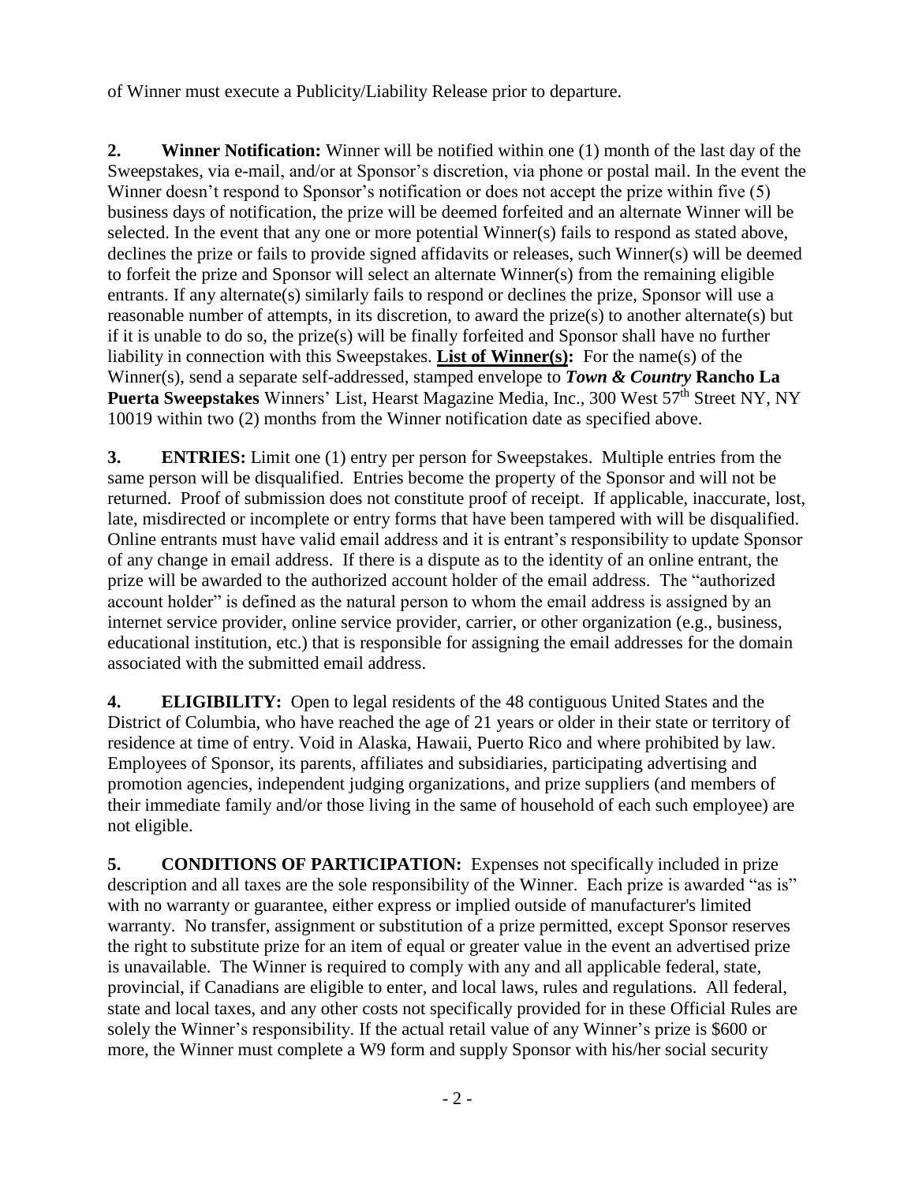of Winner must execute a Publicity/Liability Release prior to departure.

**2. Winner Notification:** Winner will be notified within one (1) month of the last day of the Sweepstakes, via e-mail, and/or at Sponsor's discretion, via phone or postal mail. In the event the Winner doesn't respond to Sponsor's notification or does not accept the prize within five (5) business days of notification, the prize will be deemed forfeited and an alternate Winner will be selected. In the event that any one or more potential Winner(s) fails to respond as stated above, declines the prize or fails to provide signed affidavits or releases, such Winner(s) will be deemed to forfeit the prize and Sponsor will select an alternate Winner(s) from the remaining eligible entrants. If any alternate(s) similarly fails to respond or declines the prize, Sponsor will use a reasonable number of attempts, in its discretion, to award the prize(s) to another alternate(s) but if it is unable to do so, the prize(s) will be finally forfeited and Sponsor shall have no further liability in connection with this Sweepstakes. **List of Winner(s):** For the name(s) of the Winner(s), send a separate self-addressed, stamped envelope to ***Town & Country*** **Rancho La Puerta Sweepstakes** Winners' List, Hearst Magazine Media, Inc., 300 West 57th Street NY, NY 10019 within two (2) months from the Winner notification date as specified above.

**3. ENTRIES:** Limit one (1) entry per person for Sweepstakes. Multiple entries from the same person will be disqualified. Entries become the property of the Sponsor and will not be returned. Proof of submission does not constitute proof of receipt. If applicable, inaccurate, lost, late, misdirected or incomplete or entry forms that have been tampered with will be disqualified. Online entrants must have valid email address and it is entrant's responsibility to update Sponsor of any change in email address. If there is a dispute as to the identity of an online entrant, the prize will be awarded to the authorized account holder of the email address. The "authorized account holder" is defined as the natural person to whom the email address is assigned by an internet service provider, online service provider, carrier, or other organization (e.g., business, educational institution, etc.) that is responsible for assigning the email addresses for the domain associated with the submitted email address.

**4. ELIGIBILITY:** Open to legal residents of the 48 contiguous United States and the District of Columbia, who have reached the age of 21 years or older in their state or territory of residence at time of entry. Void in Alaska, Hawaii, Puerto Rico and where prohibited by law. Employees of Sponsor, its parents, affiliates and subsidiaries, participating advertising and promotion agencies, independent judging organizations, and prize suppliers (and members of their immediate family and/or those living in the same of household of each such employee) are not eligible.

**5. CONDITIONS OF PARTICIPATION:** Expenses not specifically included in prize description and all taxes are the sole responsibility of the Winner. Each prize is awarded "as is" with no warranty or guarantee, either express or implied outside of manufacturer's limited warranty. No transfer, assignment or substitution of a prize permitted, except Sponsor reserves the right to substitute prize for an item of equal or greater value in the event an advertised prize is unavailable. The Winner is required to comply with any and all applicable federal, state, provincial, if Canadians are eligible to enter, and local laws, rules and regulations. All federal, state and local taxes, and any other costs not specifically provided for in these Official Rules are solely the Winner's responsibility. If the actual retail value of any Winner's prize is $600 or more, the Winner must complete a W9 form and supply Sponsor with his/her social security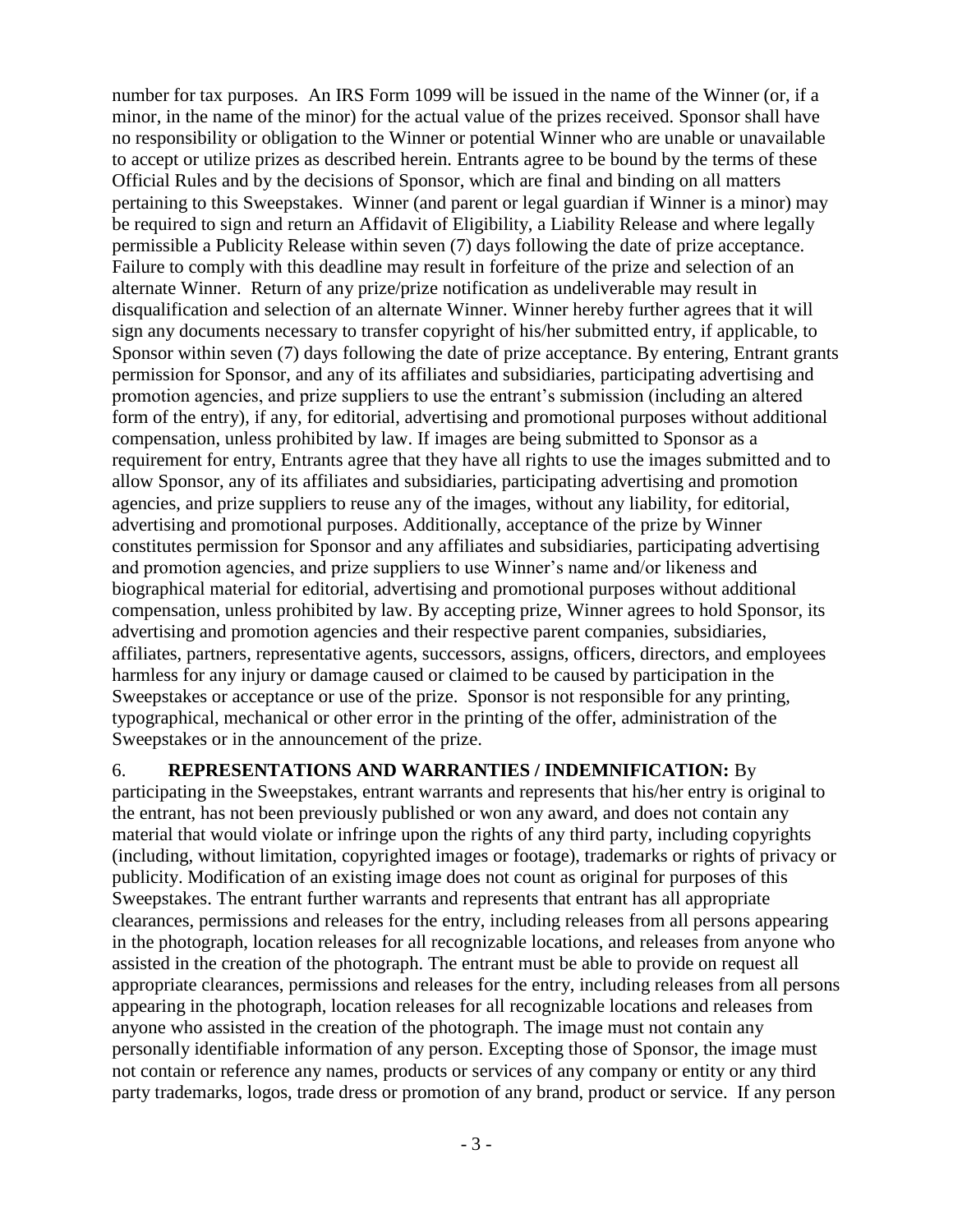number for tax purposes. An IRS Form 1099 will be issued in the name of the Winner (or, if a minor, in the name of the minor) for the actual value of the prizes received. Sponsor shall have no responsibility or obligation to the Winner or potential Winner who are unable or unavailable to accept or utilize prizes as described herein. Entrants agree to be bound by the terms of these Official Rules and by the decisions of Sponsor, which are final and binding on all matters pertaining to this Sweepstakes. Winner (and parent or legal guardian if Winner is a minor) may be required to sign and return an Affidavit of Eligibility, a Liability Release and where legally permissible a Publicity Release within seven (7) days following the date of prize acceptance. Failure to comply with this deadline may result in forfeiture of the prize and selection of an alternate Winner. Return of any prize/prize notification as undeliverable may result in disqualification and selection of an alternate Winner. Winner hereby further agrees that it will sign any documents necessary to transfer copyright of his/her submitted entry, if applicable, to Sponsor within seven (7) days following the date of prize acceptance. By entering, Entrant grants permission for Sponsor, and any of its affiliates and subsidiaries, participating advertising and promotion agencies, and prize suppliers to use the entrant's submission (including an altered form of the entry), if any, for editorial, advertising and promotional purposes without additional compensation, unless prohibited by law. If images are being submitted to Sponsor as a requirement for entry, Entrants agree that they have all rights to use the images submitted and to allow Sponsor, any of its affiliates and subsidiaries, participating advertising and promotion agencies, and prize suppliers to reuse any of the images, without any liability, for editorial, advertising and promotional purposes. Additionally, acceptance of the prize by Winner constitutes permission for Sponsor and any affiliates and subsidiaries, participating advertising and promotion agencies, and prize suppliers to use Winner's name and/or likeness and biographical material for editorial, advertising and promotional purposes without additional compensation, unless prohibited by law. By accepting prize, Winner agrees to hold Sponsor, its advertising and promotion agencies and their respective parent companies, subsidiaries, affiliates, partners, representative agents, successors, assigns, officers, directors, and employees harmless for any injury or damage caused or claimed to be caused by participation in the Sweepstakes or acceptance or use of the prize. Sponsor is not responsible for any printing, typographical, mechanical or other error in the printing of the offer, administration of the Sweepstakes or in the announcement of the prize.

6. **REPRESENTATIONS AND WARRANTIES / INDEMNIFICATION:** By participating in the Sweepstakes, entrant warrants and represents that his/her entry is original to the entrant, has not been previously published or won any award, and does not contain any material that would violate or infringe upon the rights of any third party, including copyrights (including, without limitation, copyrighted images or footage), trademarks or rights of privacy or publicity. Modification of an existing image does not count as original for purposes of this Sweepstakes. The entrant further warrants and represents that entrant has all appropriate clearances, permissions and releases for the entry, including releases from all persons appearing in the photograph, location releases for all recognizable locations, and releases from anyone who assisted in the creation of the photograph. The entrant must be able to provide on request all appropriate clearances, permissions and releases for the entry, including releases from all persons appearing in the photograph, location releases for all recognizable locations and releases from anyone who assisted in the creation of the photograph. The image must not contain any personally identifiable information of any person. Excepting those of Sponsor, the image must not contain or reference any names, products or services of any company or entity or any third party trademarks, logos, trade dress or promotion of any brand, product or service. If any person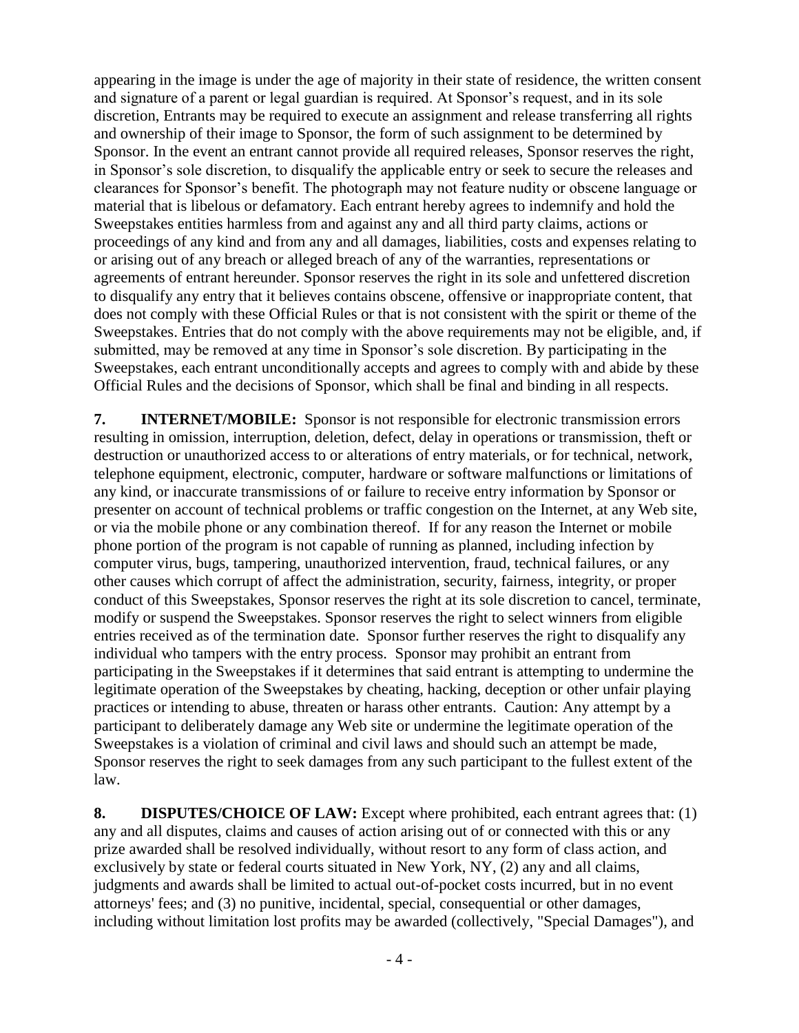appearing in the image is under the age of majority in their state of residence, the written consent and signature of a parent or legal guardian is required. At Sponsor's request, and in its sole discretion, Entrants may be required to execute an assignment and release transferring all rights and ownership of their image to Sponsor, the form of such assignment to be determined by Sponsor. In the event an entrant cannot provide all required releases, Sponsor reserves the right, in Sponsor's sole discretion, to disqualify the applicable entry or seek to secure the releases and clearances for Sponsor's benefit. The photograph may not feature nudity or obscene language or material that is libelous or defamatory. Each entrant hereby agrees to indemnify and hold the Sweepstakes entities harmless from and against any and all third party claims, actions or proceedings of any kind and from any and all damages, liabilities, costs and expenses relating to or arising out of any breach or alleged breach of any of the warranties, representations or agreements of entrant hereunder. Sponsor reserves the right in its sole and unfettered discretion to disqualify any entry that it believes contains obscene, offensive or inappropriate content, that does not comply with these Official Rules or that is not consistent with the spirit or theme of the Sweepstakes. Entries that do not comply with the above requirements may not be eligible, and, if submitted, may be removed at any time in Sponsor's sole discretion. By participating in the Sweepstakes, each entrant unconditionally accepts and agrees to comply with and abide by these Official Rules and the decisions of Sponsor, which shall be final and binding in all respects.

**7. INTERNET/MOBILE:** Sponsor is not responsible for electronic transmission errors resulting in omission, interruption, deletion, defect, delay in operations or transmission, theft or destruction or unauthorized access to or alterations of entry materials, or for technical, network, telephone equipment, electronic, computer, hardware or software malfunctions or limitations of any kind, or inaccurate transmissions of or failure to receive entry information by Sponsor or presenter on account of technical problems or traffic congestion on the Internet, at any Web site, or via the mobile phone or any combination thereof. If for any reason the Internet or mobile phone portion of the program is not capable of running as planned, including infection by computer virus, bugs, tampering, unauthorized intervention, fraud, technical failures, or any other causes which corrupt of affect the administration, security, fairness, integrity, or proper conduct of this Sweepstakes, Sponsor reserves the right at its sole discretion to cancel, terminate, modify or suspend the Sweepstakes. Sponsor reserves the right to select winners from eligible entries received as of the termination date. Sponsor further reserves the right to disqualify any individual who tampers with the entry process. Sponsor may prohibit an entrant from participating in the Sweepstakes if it determines that said entrant is attempting to undermine the legitimate operation of the Sweepstakes by cheating, hacking, deception or other unfair playing practices or intending to abuse, threaten or harass other entrants. Caution: Any attempt by a participant to deliberately damage any Web site or undermine the legitimate operation of the Sweepstakes is a violation of criminal and civil laws and should such an attempt be made, Sponsor reserves the right to seek damages from any such participant to the fullest extent of the law.

**8. DISPUTES/CHOICE OF LAW:** Except where prohibited, each entrant agrees that: (1) any and all disputes, claims and causes of action arising out of or connected with this or any prize awarded shall be resolved individually, without resort to any form of class action, and exclusively by state or federal courts situated in New York, NY, (2) any and all claims, judgments and awards shall be limited to actual out-of-pocket costs incurred, but in no event attorneys' fees; and (3) no punitive, incidental, special, consequential or other damages, including without limitation lost profits may be awarded (collectively, "Special Damages"), and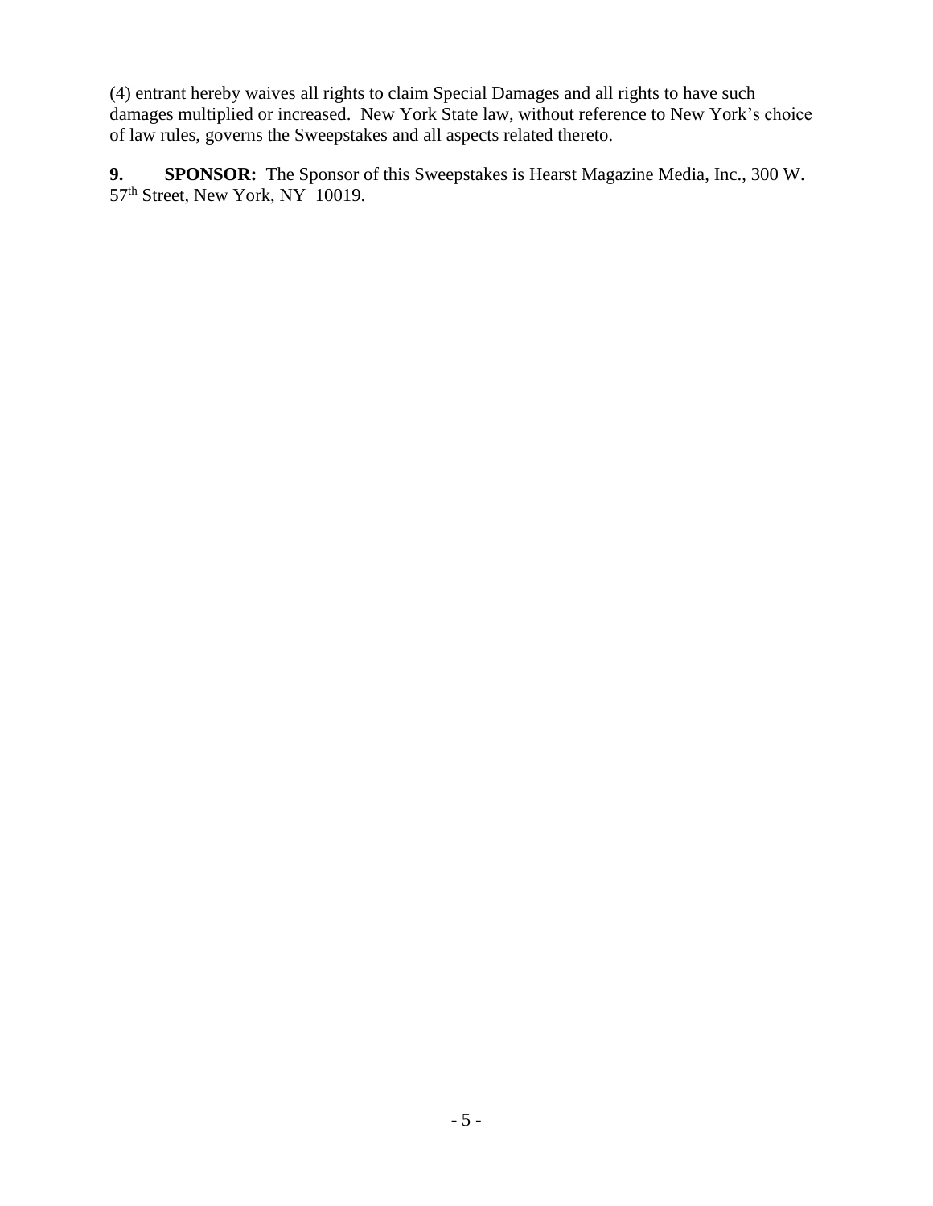(4) entrant hereby waives all rights to claim Special Damages and all rights to have such damages multiplied or increased. New York State law, without reference to New York's choice of law rules, governs the Sweepstakes and all aspects related thereto.

**9. SPONSOR:** The Sponsor of this Sweepstakes is Hearst Magazine Media, Inc., 300 W. 57th Street, New York, NY 10019.